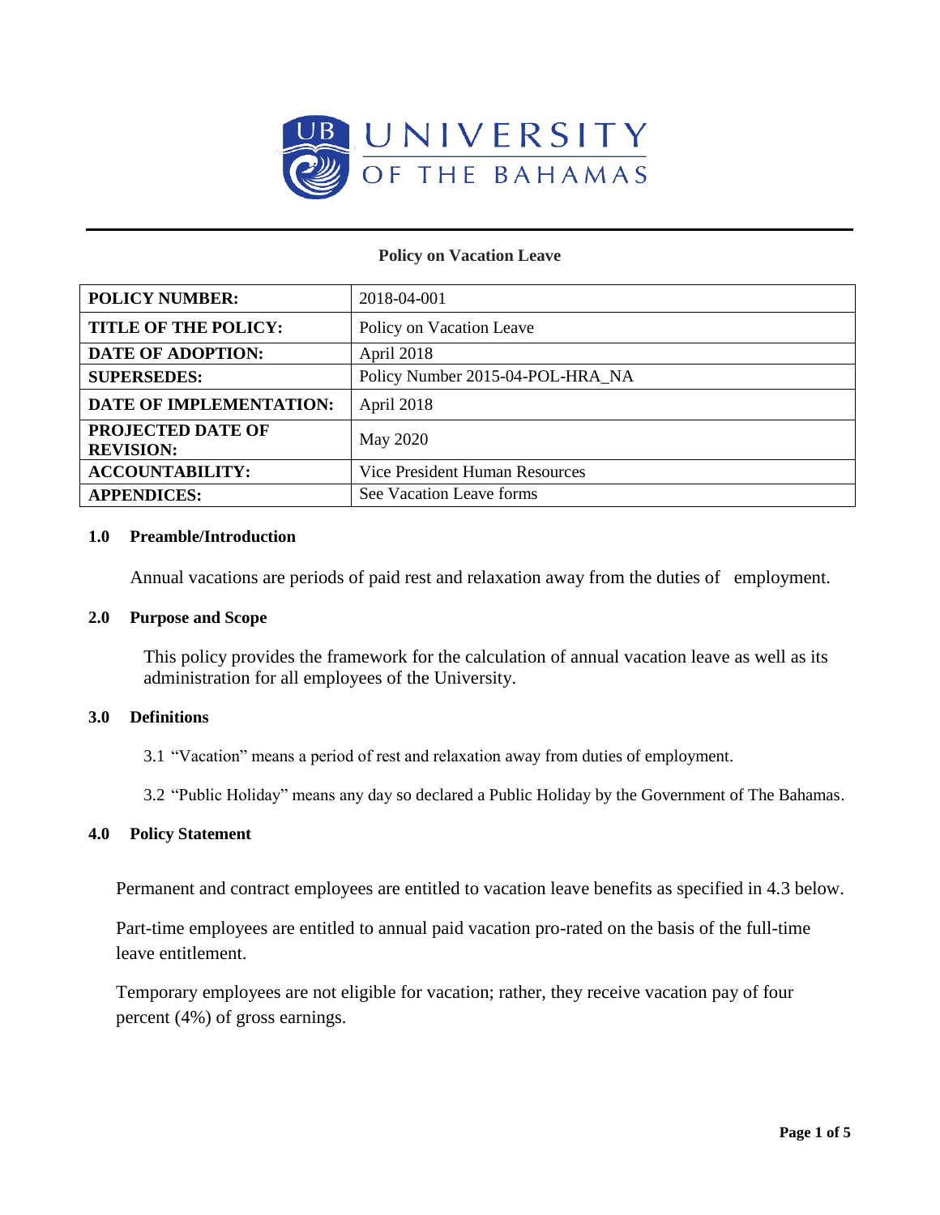UNIVERSITY OF THE BAHAMAS

---

**Policy on Vacation Leave**

| | |
|---|---|
| **POLICY NUMBER:** | 2018-04-001 |
| **TITLE OF THE POLICY:** | Policy on Vacation Leave |
| **DATE OF ADOPTION:** | April 2018 |
| **SUPERSEDES:** | Policy Number 2015-04-POL-HRA_NA |
| **DATE OF IMPLEMENTATION:** | April 2018 |
| **PROJECTED DATE OF REVISION:** | May 2020 |
| **ACCOUNTABILITY:** | Vice President Human Resources |
| **APPENDICES:** | See Vacation Leave forms |

## 1.0 Preamble/Introduction

Annual vacations are periods of paid rest and relaxation away from the duties of employment.

## 2.0 Purpose and Scope

This policy provides the framework for the calculation of annual vacation leave as well as its administration for all employees of the University.

## 3.0 Definitions

3.1 "Vacation" means a period of rest and relaxation away from duties of employment.

3.2 "Public Holiday" means any day so declared a Public Holiday by the Government of The Bahamas.

## 4.0 Policy Statement

Permanent and contract employees are entitled to vacation leave benefits as specified in 4.3 below.

Part-time employees are entitled to annual paid vacation pro-rated on the basis of the full-time leave entitlement.

Temporary employees are not eligible for vacation; rather, they receive vacation pay of four percent (4%) of gross earnings.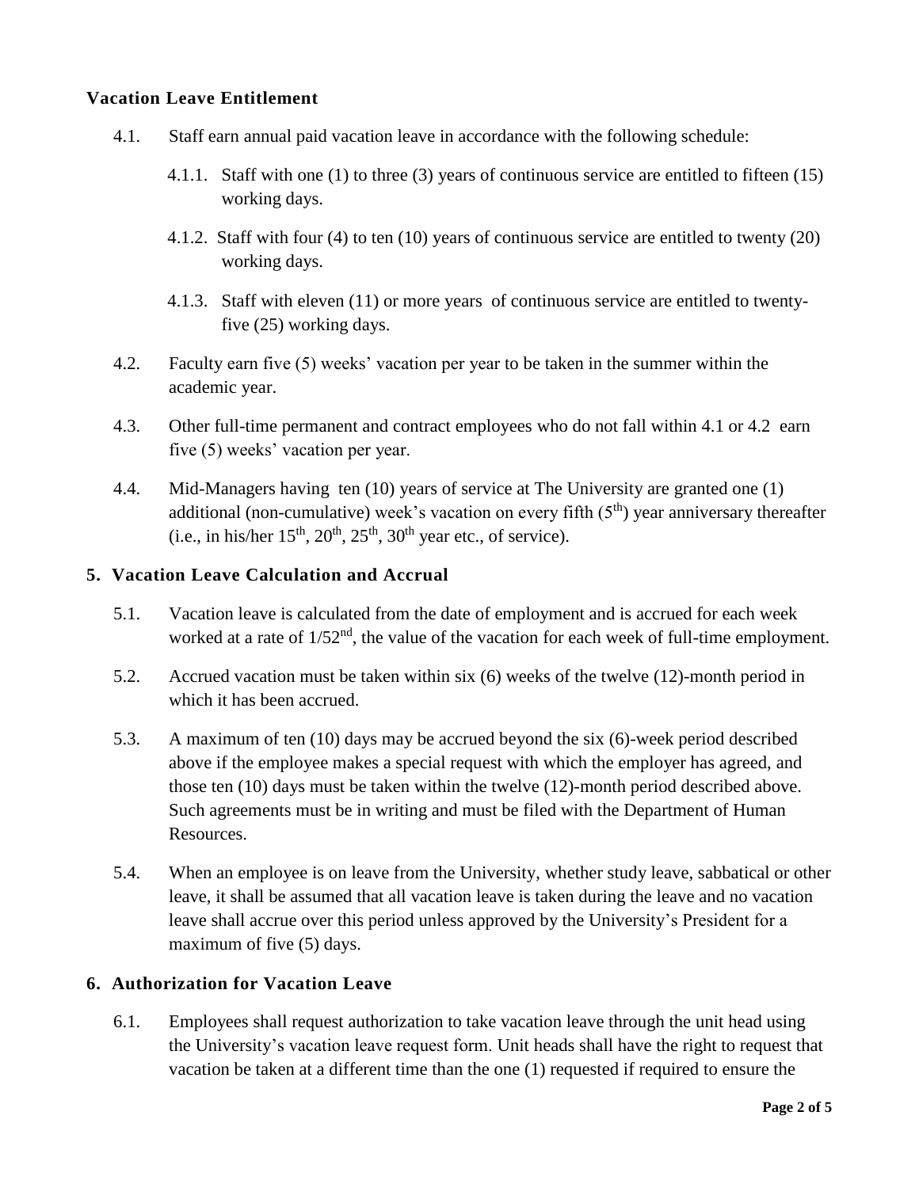### Vacation Leave Entitlement

4.1. Staff earn annual paid vacation leave in accordance with the following schedule:

4.1.1. Staff with one (1) to three (3) years of continuous service are entitled to fifteen (15) working days.

4.1.2. Staff with four (4) to ten (10) years of continuous service are entitled to twenty (20) working days.

4.1.3. Staff with eleven (11) or more years of continuous service are entitled to twenty-five (25) working days.

4.2. Faculty earn five (5) weeks' vacation per year to be taken in the summer within the academic year.

4.3. Other full-time permanent and contract employees who do not fall within 4.1 or 4.2 earn five (5) weeks' vacation per year.

4.4. Mid-Managers having ten (10) years of service at The University are granted one (1) additional (non-cumulative) week's vacation on every fifth (5th) year anniversary thereafter (i.e., in his/her 15th, 20th, 25th, 30th year etc., of service).

### 5. Vacation Leave Calculation and Accrual

5.1. Vacation leave is calculated from the date of employment and is accrued for each week worked at a rate of 1/52nd, the value of the vacation for each week of full-time employment.

5.2. Accrued vacation must be taken within six (6) weeks of the twelve (12)-month period in which it has been accrued.

5.3. A maximum of ten (10) days may be accrued beyond the six (6)-week period described above if the employee makes a special request with which the employer has agreed, and those ten (10) days must be taken within the twelve (12)-month period described above. Such agreements must be in writing and must be filed with the Department of Human Resources.

5.4. When an employee is on leave from the University, whether study leave, sabbatical or other leave, it shall be assumed that all vacation leave is taken during the leave and no vacation leave shall accrue over this period unless approved by the University's President for a maximum of five (5) days.

### 6. Authorization for Vacation Leave

6.1. Employees shall request authorization to take vacation leave through the unit head using the University's vacation leave request form. Unit heads shall have the right to request that vacation be taken at a different time than the one (1) requested if required to ensure the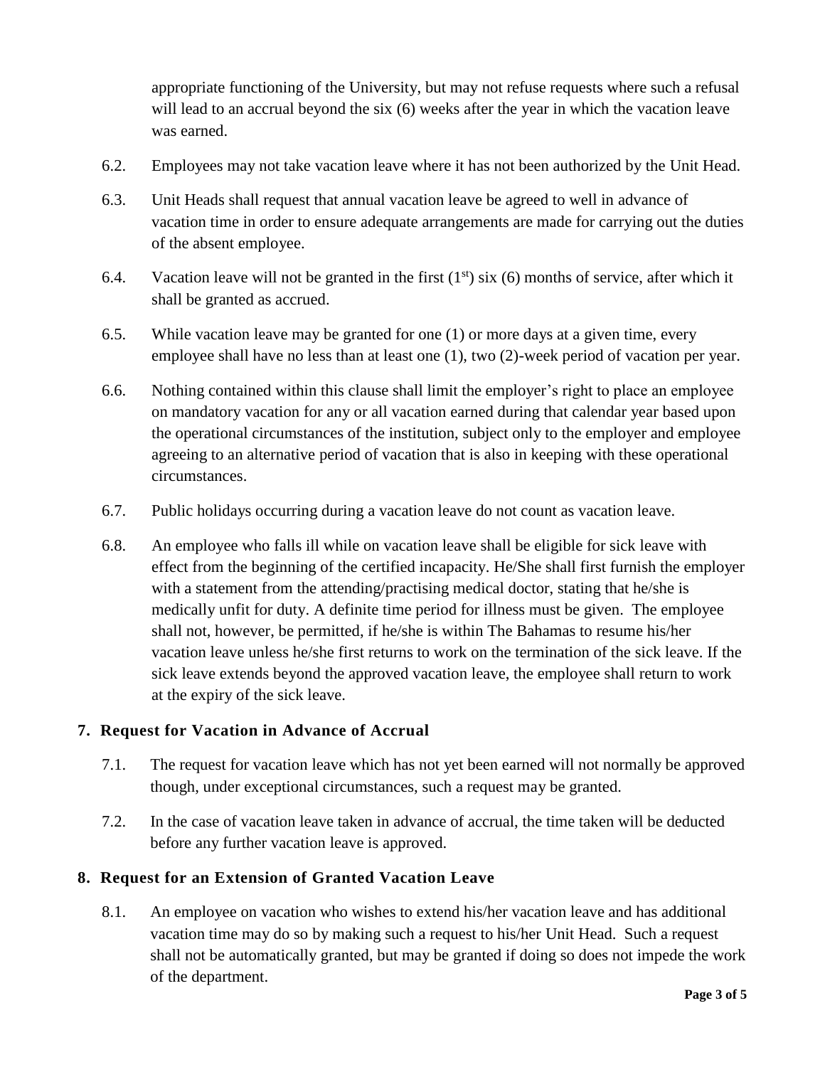appropriate functioning of the University, but may not refuse requests where such a refusal will lead to an accrual beyond the six (6) weeks after the year in which the vacation leave was earned.

6.2. Employees may not take vacation leave where it has not been authorized by the Unit Head.

6.3. Unit Heads shall request that annual vacation leave be agreed to well in advance of vacation time in order to ensure adequate arrangements are made for carrying out the duties of the absent employee.

6.4. Vacation leave will not be granted in the first (1st) six (6) months of service, after which it shall be granted as accrued.

6.5. While vacation leave may be granted for one (1) or more days at a given time, every employee shall have no less than at least one (1), two (2)-week period of vacation per year.

6.6. Nothing contained within this clause shall limit the employer's right to place an employee on mandatory vacation for any or all vacation earned during that calendar year based upon the operational circumstances of the institution, subject only to the employer and employee agreeing to an alternative period of vacation that is also in keeping with these operational circumstances.

6.7. Public holidays occurring during a vacation leave do not count as vacation leave.

6.8. An employee who falls ill while on vacation leave shall be eligible for sick leave with effect from the beginning of the certified incapacity. He/She shall first furnish the employer with a statement from the attending/practising medical doctor, stating that he/she is medically unfit for duty. A definite time period for illness must be given. The employee shall not, however, be permitted, if he/she is within The Bahamas to resume his/her vacation leave unless he/she first returns to work on the termination of the sick leave. If the sick leave extends beyond the approved vacation leave, the employee shall return to work at the expiry of the sick leave.

## 7. Request for Vacation in Advance of Accrual

7.1. The request for vacation leave which has not yet been earned will not normally be approved though, under exceptional circumstances, such a request may be granted.

7.2. In the case of vacation leave taken in advance of accrual, the time taken will be deducted before any further vacation leave is approved.

## 8. Request for an Extension of Granted Vacation Leave

8.1. An employee on vacation who wishes to extend his/her vacation leave and has additional vacation time may do so by making such a request to his/her Unit Head. Such a request shall not be automatically granted, but may be granted if doing so does not impede the work of the department.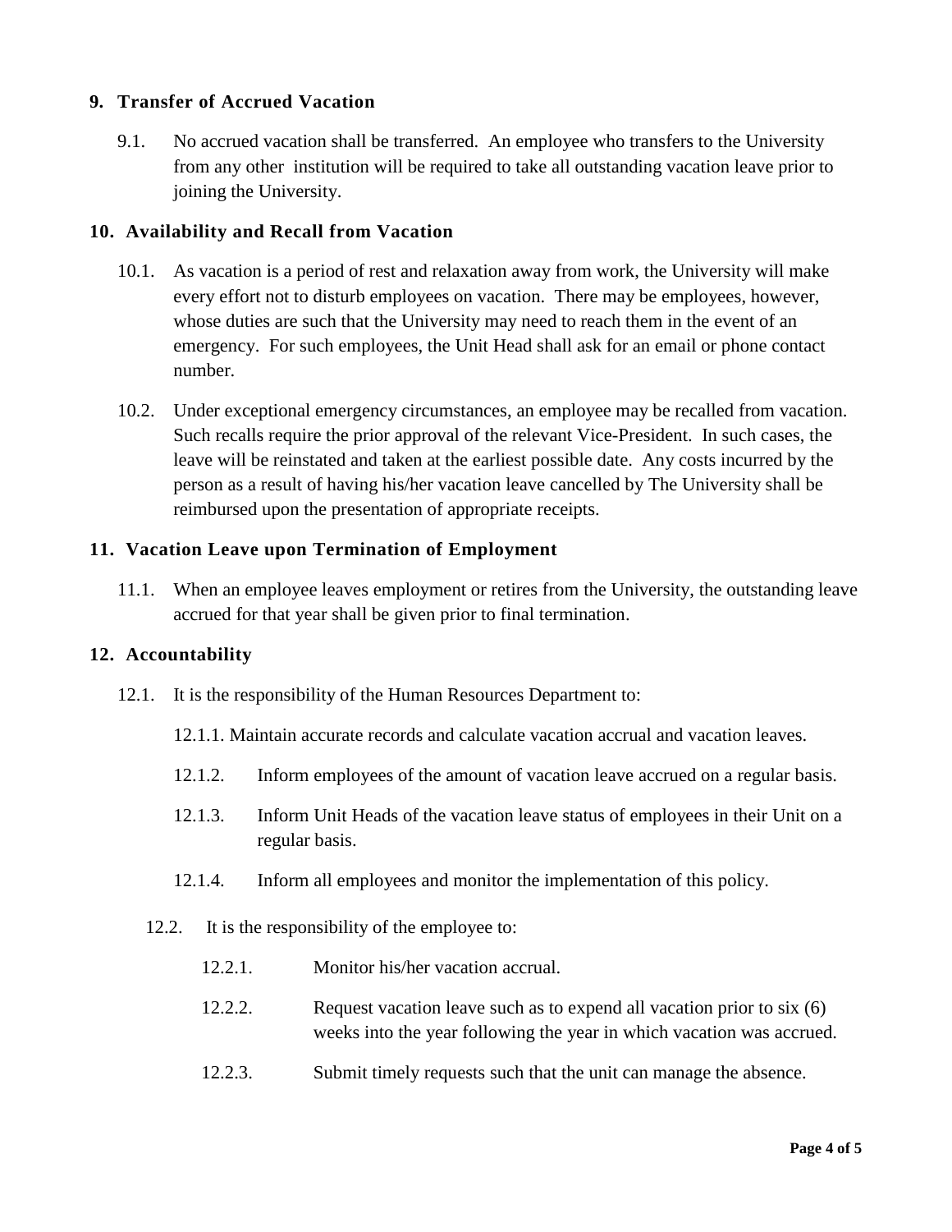## 9. Transfer of Accrued Vacation

9.1. No accrued vacation shall be transferred. An employee who transfers to the University from any other institution will be required to take all outstanding vacation leave prior to joining the University.

## 10. Availability and Recall from Vacation

10.1. As vacation is a period of rest and relaxation away from work, the University will make every effort not to disturb employees on vacation. There may be employees, however, whose duties are such that the University may need to reach them in the event of an emergency. For such employees, the Unit Head shall ask for an email or phone contact number.

10.2. Under exceptional emergency circumstances, an employee may be recalled from vacation. Such recalls require the prior approval of the relevant Vice-President. In such cases, the leave will be reinstated and taken at the earliest possible date. Any costs incurred by the person as a result of having his/her vacation leave cancelled by The University shall be reimbursed upon the presentation of appropriate receipts.

## 11. Vacation Leave upon Termination of Employment

11.1. When an employee leaves employment or retires from the University, the outstanding leave accrued for that year shall be given prior to final termination.

## 12. Accountability

12.1. It is the responsibility of the Human Resources Department to:

12.1.1. Maintain accurate records and calculate vacation accrual and vacation leaves.

12.1.2. Inform employees of the amount of vacation leave accrued on a regular basis.

12.1.3. Inform Unit Heads of the vacation leave status of employees in their Unit on a regular basis.

12.1.4. Inform all employees and monitor the implementation of this policy.

12.2. It is the responsibility of the employee to:

12.2.1. Monitor his/her vacation accrual.

12.2.2. Request vacation leave such as to expend all vacation prior to six (6) weeks into the year following the year in which vacation was accrued.

12.2.3. Submit timely requests such that the unit can manage the absence.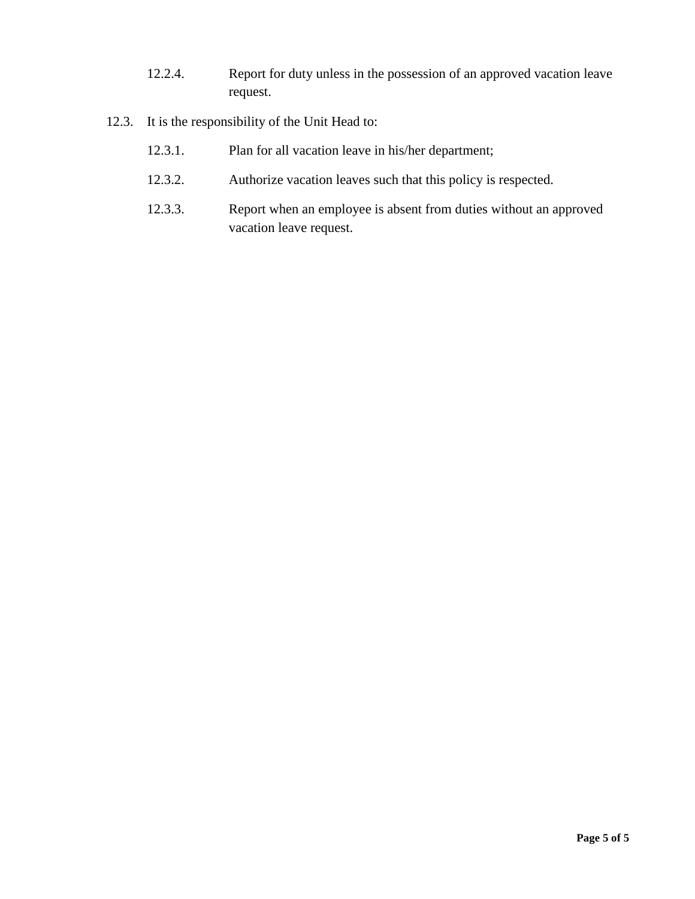12.2.4. Report for duty unless in the possession of an approved vacation leave request.

12.3. It is the responsibility of the Unit Head to:

12.3.1. Plan for all vacation leave in his/her department;

12.3.2. Authorize vacation leaves such that this policy is respected.

12.3.3. Report when an employee is absent from duties without an approved vacation leave request.